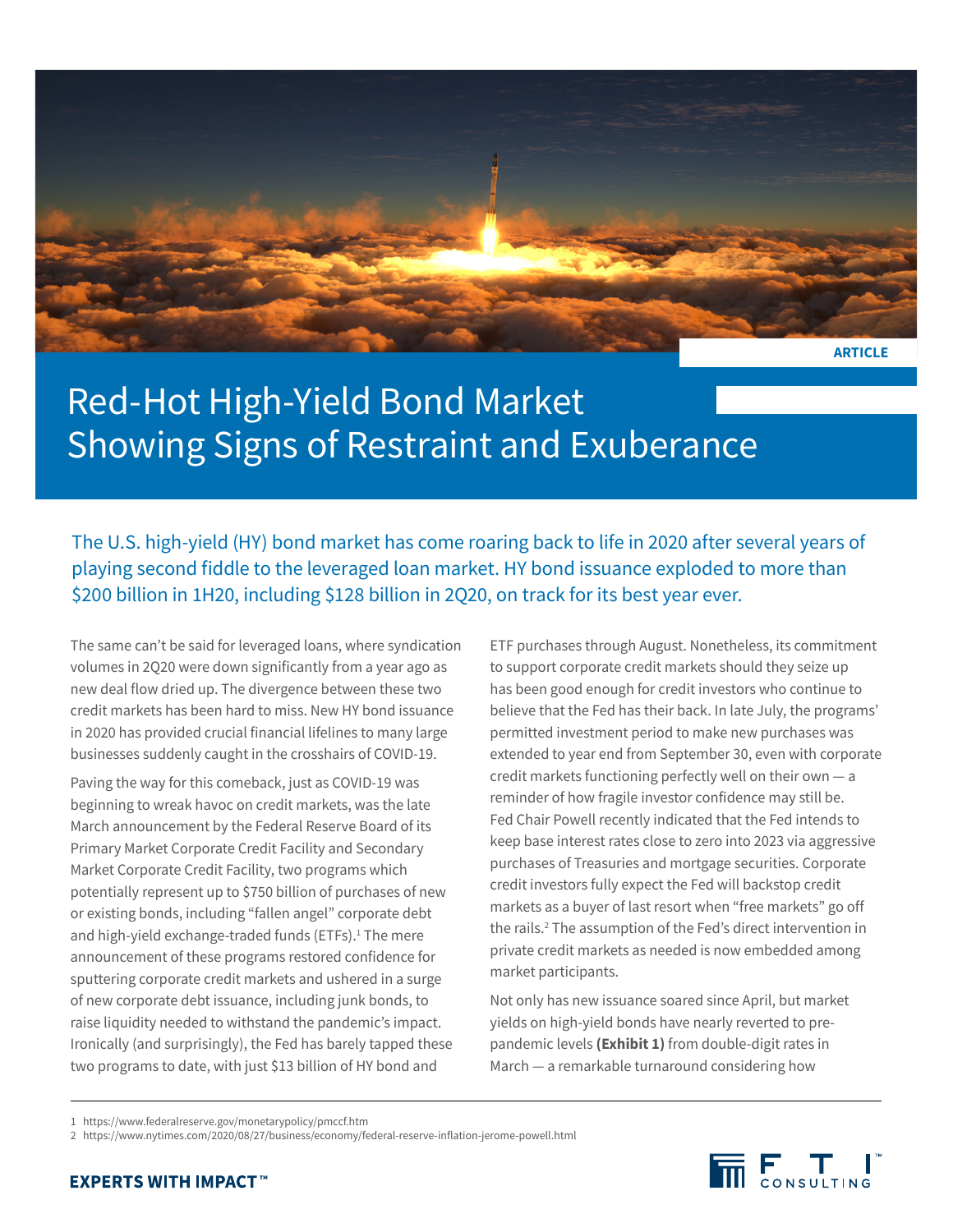ARTICLE

# Red-Hot High-Yield Bond Market Showing Signs of Restraint and Exuberance

The U.S. high-yield (HY) bond market has come roaring back to life in 2020 after several years of playing second fiddle to the leveraged loan market. HY bond issuance exploded to more than $200 billion in 1H20, including $128 billion in 2Q20, on track for its best year ever.

The same can't be said for leveraged loans, where syndication volumes in 2Q20 were down significantly from a year ago as new deal flow dried up. The divergence between these two credit markets has been hard to miss. New HY bond issuance in 2020 has provided crucial financial lifelines to many large businesses suddenly caught in the crosshairs of COVID-19.

Paving the way for this comeback, just as COVID-19 was beginning to wreak havoc on credit markets, was the late March announcement by the Federal Reserve Board of its Primary Market Corporate Credit Facility and Secondary Market Corporate Credit Facility, two programs which potentially represent up to $750 billion of purchases of new or existing bonds, including "fallen angel" corporate debt and high-yield exchange-traded funds (ETFs).[1] The mere announcement of these programs restored confidence for sputtering corporate credit markets and ushered in a surge of new corporate debt issuance, including junk bonds, to raise liquidity needed to withstand the pandemic's impact. Ironically (and surprisingly), the Fed has barely tapped these two programs to date, with just $13 billion of HY bond and ETF purchases through August. Nonetheless, its commitment to support corporate credit markets should they seize up has been good enough for credit investors who continue to believe that the Fed has their back. In late July, the programs' permitted investment period to make new purchases was extended to year end from September 30, even with corporate credit markets functioning perfectly well on their own — a reminder of how fragile investor confidence may still be. Fed Chair Powell recently indicated that the Fed intends to keep base interest rates close to zero into 2023 via aggressive purchases of Treasuries and mortgage securities. Corporate credit investors fully expect the Fed will backstop credit markets as a buyer of last resort when "free markets" go off the rails.[2] The assumption of the Fed's direct intervention in private credit markets as needed is now embedded among market participants.

Not only has new issuance soared since April, but market yields on high-yield bonds have nearly reverted to pre-pandemic levels **(Exhibit 1)** from double-digit rates in March — a remarkable turnaround considering how

1 https://www.federalreserve.gov/monetarypolicy/pmccf.htm

2 https://www.nytimes.com/2020/08/27/business/economy/federal-reserve-inflation-jerome-powell.html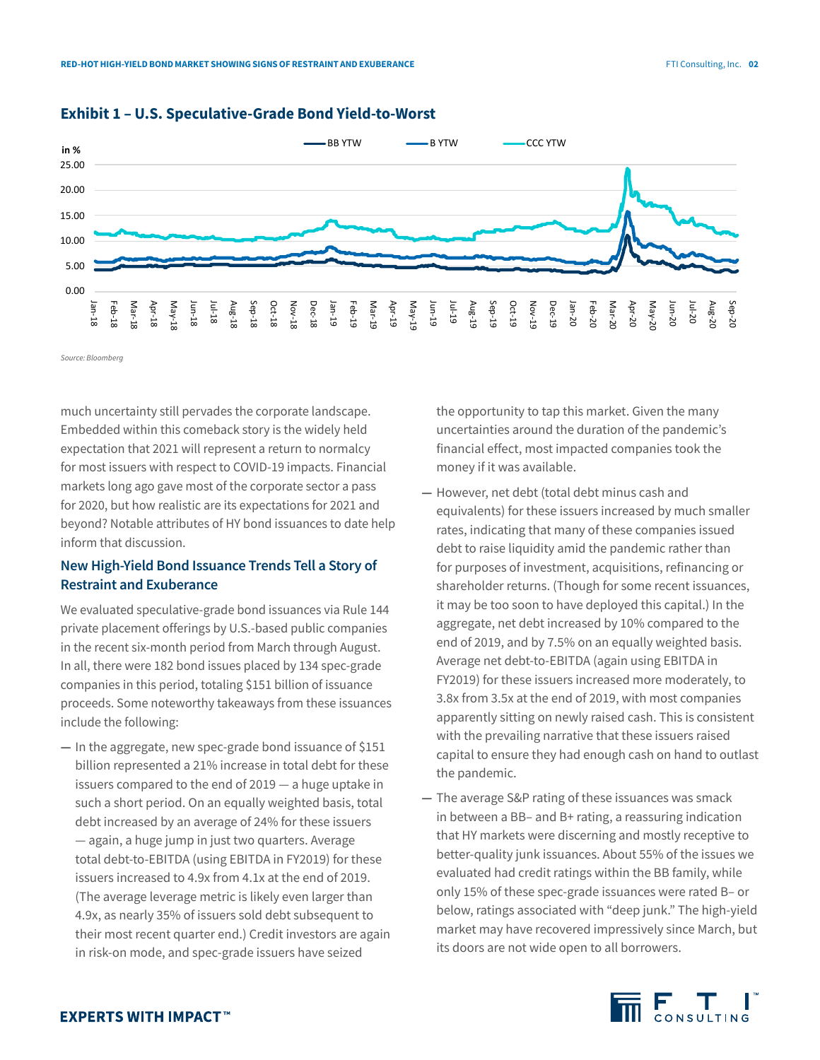### Exhibit 1 – U.S. Speculative-Grade Bond Yield-to-Worst

*Source: Bloomberg*

much uncertainty still pervades the corporate landscape. Embedded within this comeback story is the widely held expectation that 2021 will represent a return to normalcy for most issuers with respect to COVID-19 impacts. Financial markets long ago gave most of the corporate sector a pass for 2020, but how realistic are its expectations for 2021 and beyond? Notable attributes of HY bond issuances to date help inform that discussion.

## New High-Yield Bond Issuance Trends Tell a Story of Restraint and Exuberance

We evaluated speculative-grade bond issuances via Rule 144 private placement offerings by U.S.-based public companies in the recent six-month period from March through August. In all, there were 182 bond issues placed by 134 spec-grade companies in this period, totaling $151 billion of issuance proceeds. Some noteworthy takeaways from these issuances include the following:

— In the aggregate, new spec-grade bond issuance of $151 billion represented a 21% increase in total debt for these issuers compared to the end of 2019 — a huge uptake in such a short period. On an equally weighted basis, total debt increased by an average of 24% for these issuers — again, a huge jump in just two quarters. Average total debt-to-EBITDA (using EBITDA in FY2019) for these issuers increased to 4.9x from 4.1x at the end of 2019. (The average leverage metric is likely even larger than 4.9x, as nearly 35% of issuers sold debt subsequent to their most recent quarter end.) Credit investors are again in risk-on mode, and spec-grade issuers have seized the opportunity to tap this market. Given the many uncertainties around the duration of the pandemic's financial effect, most impacted companies took the money if it was available.

— However, net debt (total debt minus cash and equivalents) for these issuers increased by much smaller rates, indicating that many of these companies issued debt to raise liquidity amid the pandemic rather than for purposes of investment, acquisitions, refinancing or shareholder returns. (Though for some recent issuances, it may be too soon to have deployed this capital.) In the aggregate, net debt increased by 10% compared to the end of 2019, and by 7.5% on an equally weighted basis. Average net debt-to-EBITDA (again using EBITDA in FY2019) for these issuers increased more moderately, to 3.8x from 3.5x at the end of 2019, with most companies apparently sitting on newly raised cash. This is consistent with the prevailing narrative that these issuers raised capital to ensure they had enough cash on hand to outlast the pandemic.

— The average S&P rating of these issuances was smack in between a BB– and B+ rating, a reassuring indication that HY markets were discerning and mostly receptive to better-quality junk issuances. About 55% of the issues we evaluated had credit ratings within the BB family, while only 15% of these spec-grade issuances were rated B– or below, ratings associated with "deep junk." The high-yield market may have recovered impressively since March, but its doors are not wide open to all borrowers.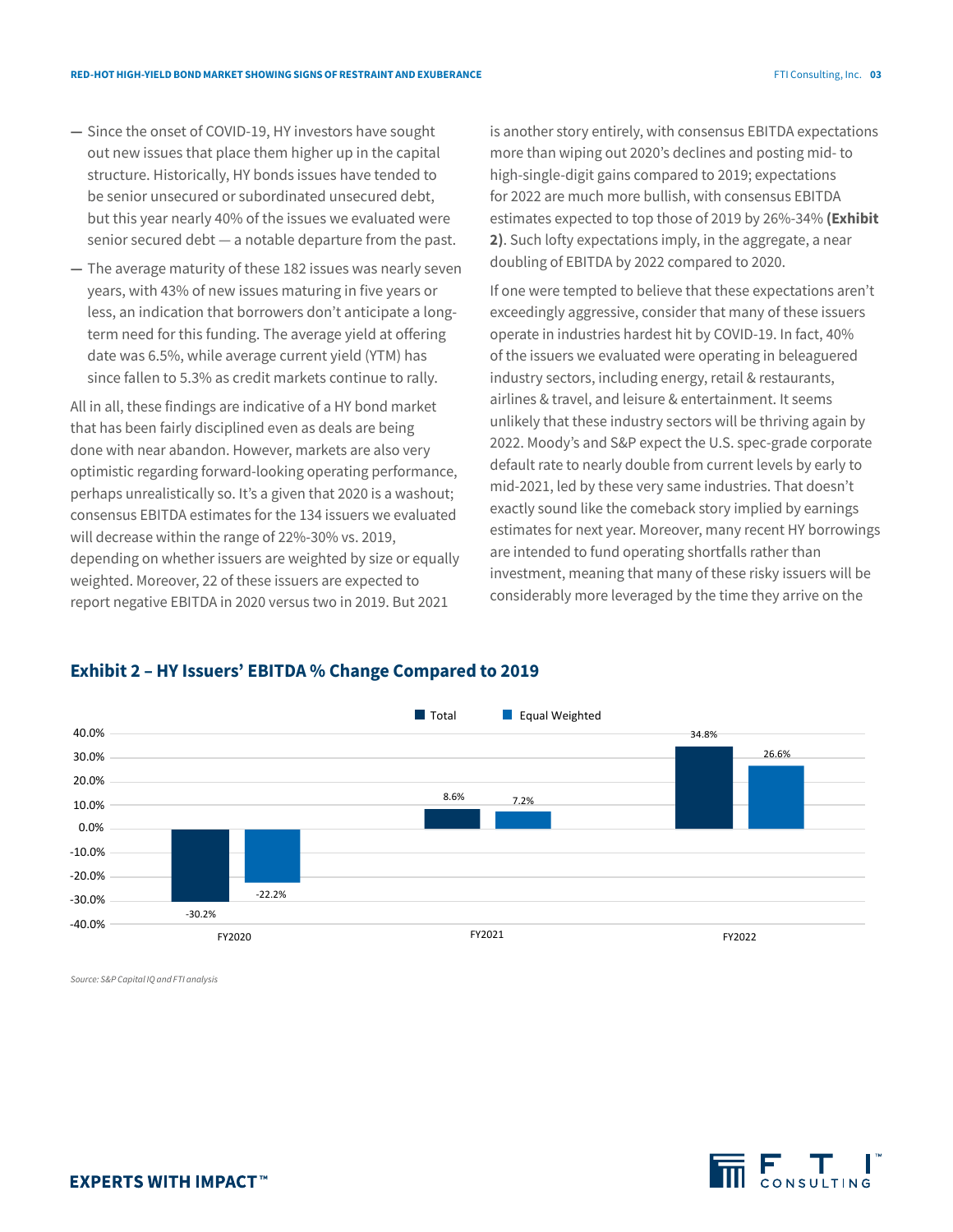- Since the onset of COVID-19, HY investors have sought out new issues that place them higher up in the capital structure. Historically, HY bonds issues have tended to be senior unsecured or subordinated unsecured debt, but this year nearly 40% of the issues we evaluated were senior secured debt — a notable departure from the past.
- The average maturity of these 182 issues was nearly seven years, with 43% of new issues maturing in five years or less, an indication that borrowers don't anticipate a long-term need for this funding. The average yield at offering date was 6.5%, while average current yield (YTM) has since fallen to 5.3% as credit markets continue to rally.

All in all, these findings are indicative of a HY bond market that has been fairly disciplined even as deals are being done with near abandon. However, markets are also very optimistic regarding forward-looking operating performance, perhaps unrealistically so. It's a given that 2020 is a washout; consensus EBITDA estimates for the 134 issuers we evaluated will decrease within the range of 22%-30% vs. 2019, depending on whether issuers are weighted by size or equally weighted. Moreover, 22 of these issuers are expected to report negative EBITDA in 2020 versus two in 2019. But 2021 is another story entirely, with consensus EBITDA expectations more than wiping out 2020's declines and posting mid- to high-single-digit gains compared to 2019; expectations for 2022 are much more bullish, with consensus EBITDA estimates expected to top those of 2019 by 26%-34% **(Exhibit 2)**. Such lofty expectations imply, in the aggregate, a near doubling of EBITDA by 2022 compared to 2020.

If one were tempted to believe that these expectations aren't exceedingly aggressive, consider that many of these issuers operate in industries hardest hit by COVID-19. In fact, 40% of the issuers we evaluated were operating in beleaguered industry sectors, including energy, retail & restaurants, airlines & travel, and leisure & entertainment. It seems unlikely that these industry sectors will be thriving again by 2022. Moody's and S&P expect the U.S. spec-grade corporate default rate to nearly double from current levels by early to mid-2021, led by these very same industries. That doesn't exactly sound like the comeback story implied by earnings estimates for next year. Moreover, many recent HY borrowings are intended to fund operating shortfalls rather than investment, meaning that many of these risky issuers will be considerably more leveraged by the time they arrive on the

## Exhibit 2 – HY Issuers' EBITDA % Change Compared to 2019

| | Total | Equal Weighted |
|---|---|---|
| FY2020 | -30.2% | -22.2% |
| FY2021 | 8.6% | 7.2% |
| FY2022 | 34.8% | 26.6% |

*Source: S&P Capital IQ and FTI analysis*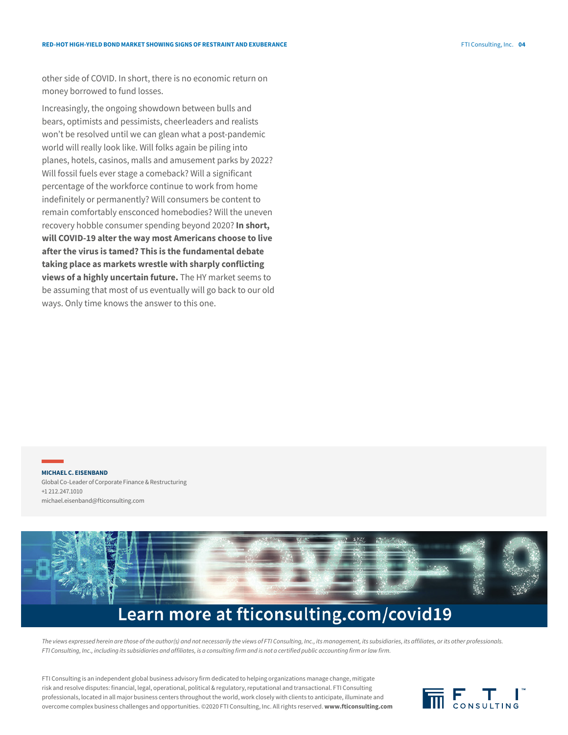other side of COVID. In short, there is no economic return on money borrowed to fund losses.

Increasingly, the ongoing showdown between bulls and bears, optimists and pessimists, cheerleaders and realists won't be resolved until we can glean what a post-pandemic world will really look like. Will folks again be piling into planes, hotels, casinos, malls and amusement parks by 2022? Will fossil fuels ever stage a comeback? Will a significant percentage of the workforce continue to work from home indefinitely or permanently? Will consumers be content to remain comfortably ensconced homebodies? Will the uneven recovery hobble consumer spending beyond 2020? **In short, will COVID-19 alter the way most Americans choose to live after the virus is tamed? This is the fundamental debate taking place as markets wrestle with sharply conflicting views of a highly uncertain future.** The HY market seems to be assuming that most of us eventually will go back to our old ways. Only time knows the answer to this one.

**MICHAEL C. EISENBAND**
Global Co-Leader of Corporate Finance & Restructuring
+1 212.247.1010
michael.eisenband@fticonsulting.com

Learn more at fticonsulting.com/covid19

*The views expressed herein are those of the author(s) and not necessarily the views of FTI Consulting, Inc., its management, its subsidiaries, its affiliates, or its other professionals. FTI Consulting, Inc., including its subsidiaries and affiliates, is a consulting firm and is not a certified public accounting firm or law firm.*

FTI Consulting is an independent global business advisory firm dedicated to helping organizations manage change, mitigate risk and resolve disputes: financial, legal, operational, political & regulatory, reputational and transactional. FTI Consulting professionals, located in all major business centers throughout the world, work closely with clients to anticipate, illuminate and overcome complex business challenges and opportunities. ©2020 FTI Consulting, Inc. All rights reserved. **www.fticonsulting.com**